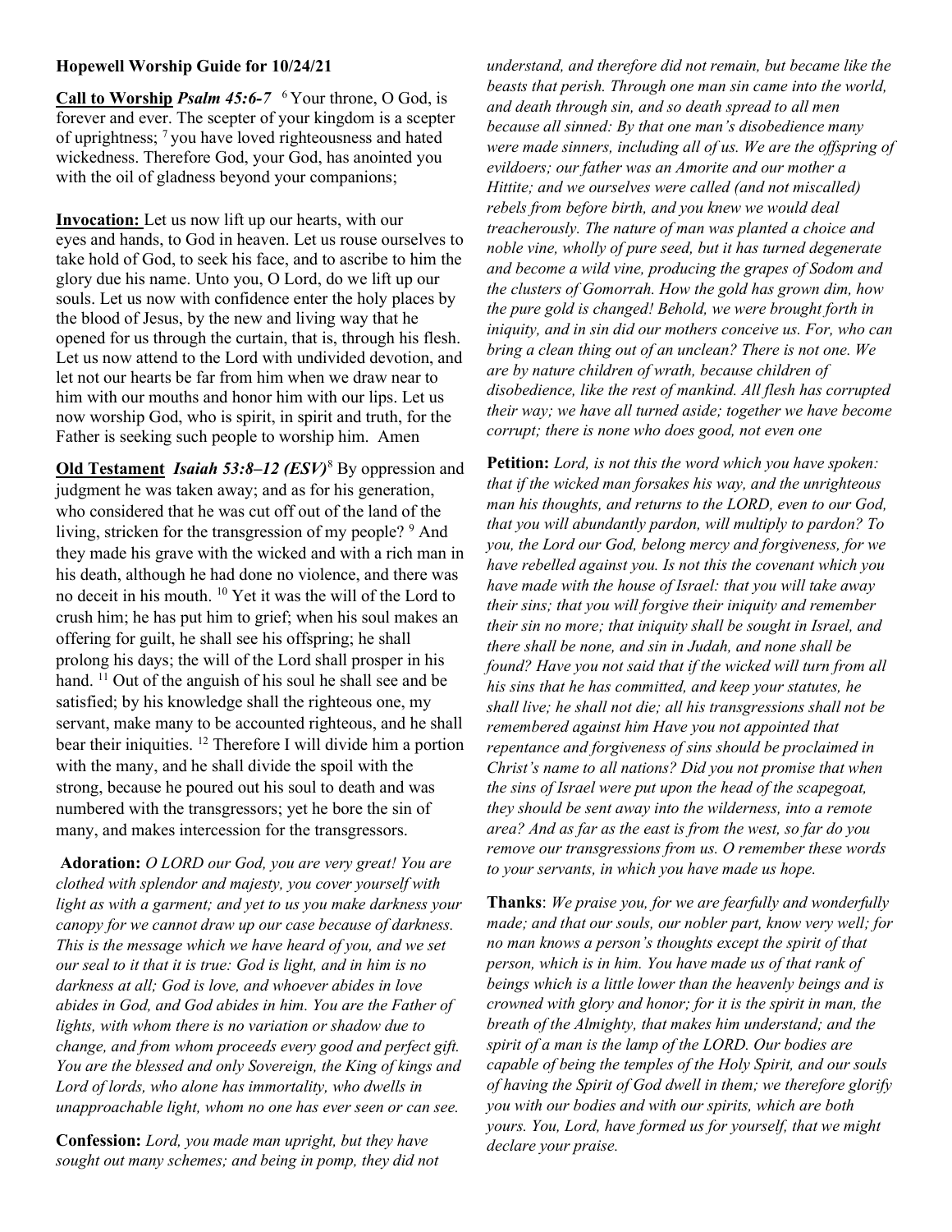**Hopewell Worship Guide for 10/24/21**

**Call to Worship** ***Psalm 45:6-7*** [6] Your throne, O God, is forever and ever. The scepter of your kingdom is a scepter of uprightness; [7] you have loved righteousness and hated wickedness. Therefore God, your God, has anointed you with the oil of gladness beyond your companions;

**Invocation:** Let us now lift up our hearts, with our eyes and hands, to God in heaven. Let us rouse ourselves to take hold of God, to seek his face, and to ascribe to him the glory due his name. Unto you, O Lord, do we lift up our souls. Let us now with confidence enter the holy places by the blood of Jesus, by the new and living way that he opened for us through the curtain, that is, through his flesh. Let us now attend to the Lord with undivided devotion, and let not our hearts be far from him when we draw near to him with our mouths and honor him with our lips. Let us now worship God, who is spirit, in spirit and truth, for the Father is seeking such people to worship him. Amen

**Old Testament** ***Isaiah 53:8–12 (ESV)*** [8] By oppression and judgment he was taken away; and as for his generation, who considered that he was cut off out of the land of the living, stricken for the transgression of my people? [9] And they made his grave with the wicked and with a rich man in his death, although he had done no violence, and there was no deceit in his mouth. [10] Yet it was the will of the Lord to crush him; he has put him to grief; when his soul makes an offering for guilt, he shall see his offspring; he shall prolong his days; the will of the Lord shall prosper in his hand. [11] Out of the anguish of his soul he shall see and be satisfied; by his knowledge shall the righteous one, my servant, make many to be accounted righteous, and he shall bear their iniquities. [12] Therefore I will divide him a portion with the many, and he shall divide the spoil with the strong, because he poured out his soul to death and was numbered with the transgressors; yet he bore the sin of many, and makes intercession for the transgressors.

**Adoration:** *O LORD our God, you are very great! You are clothed with splendor and majesty, you cover yourself with light as with a garment; and yet to us you make darkness your canopy for we cannot draw up our case because of darkness. This is the message which we have heard of you, and we set our seal to it that it is true: God is light, and in him is no darkness at all; God is love, and whoever abides in love abides in God, and God abides in him. You are the Father of lights, with whom there is no variation or shadow due to change, and from whom proceeds every good and perfect gift. You are the blessed and only Sovereign, the King of kings and Lord of lords, who alone has immortality, who dwells in unapproachable light, whom no one has ever seen or can see.*

**Confession:** *Lord, you made man upright, but they have sought out many schemes; and being in pomp, they did not understand, and therefore did not remain, but became like the beasts that perish. Through one man sin came into the world, and death through sin, and so death spread to all men because all sinned: By that one man's disobedience many were made sinners, including all of us. We are the offspring of evildoers; our father was an Amorite and our mother a Hittite; and we ourselves were called (and not miscalled) rebels from before birth, and you knew we would deal treacherously. The nature of man was planted a choice and noble vine, wholly of pure seed, but it has turned degenerate and become a wild vine, producing the grapes of Sodom and the clusters of Gomorrah. How the gold has grown dim, how the pure gold is changed! Behold, we were brought forth in iniquity, and in sin did our mothers conceive us. For, who can bring a clean thing out of an unclean? There is not one. We are by nature children of wrath, because children of disobedience, like the rest of mankind. All flesh has corrupted their way; we have all turned aside; together we have become corrupt; there is none who does good, not even one*

**Petition:** *Lord, is not this the word which you have spoken: that if the wicked man forsakes his way, and the unrighteous man his thoughts, and returns to the LORD, even to our God, that you will abundantly pardon, will multiply to pardon? To you, the Lord our God, belong mercy and forgiveness, for we have rebelled against you. Is not this the covenant which you have made with the house of Israel: that you will take away their sins; that you will forgive their iniquity and remember their sin no more; that iniquity shall be sought in Israel, and there shall be none, and sin in Judah, and none shall be found? Have you not said that if the wicked will turn from all his sins that he has committed, and keep your statutes, he shall live; he shall not die; all his transgressions shall not be remembered against him Have you not appointed that repentance and forgiveness of sins should be proclaimed in Christ's name to all nations? Did you not promise that when the sins of Israel were put upon the head of the scapegoat, they should be sent away into the wilderness, into a remote area? And as far as the east is from the west, so far do you remove our transgressions from us. O remember these words to your servants, in which you have made us hope.*

**Thanks**: *We praise you, for we are fearfully and wonderfully made; and that our souls, our nobler part, know very well; for no man knows a person's thoughts except the spirit of that person, which is in him. You have made us of that rank of beings which is a little lower than the heavenly beings and is crowned with glory and honor; for it is the spirit in man, the breath of the Almighty, that makes him understand; and the spirit of a man is the lamp of the LORD. Our bodies are capable of being the temples of the Holy Spirit, and our souls of having the Spirit of God dwell in them; we therefore glorify you with our bodies and with our spirits, which are both yours. You, Lord, have formed us for yourself, that we might declare your praise.*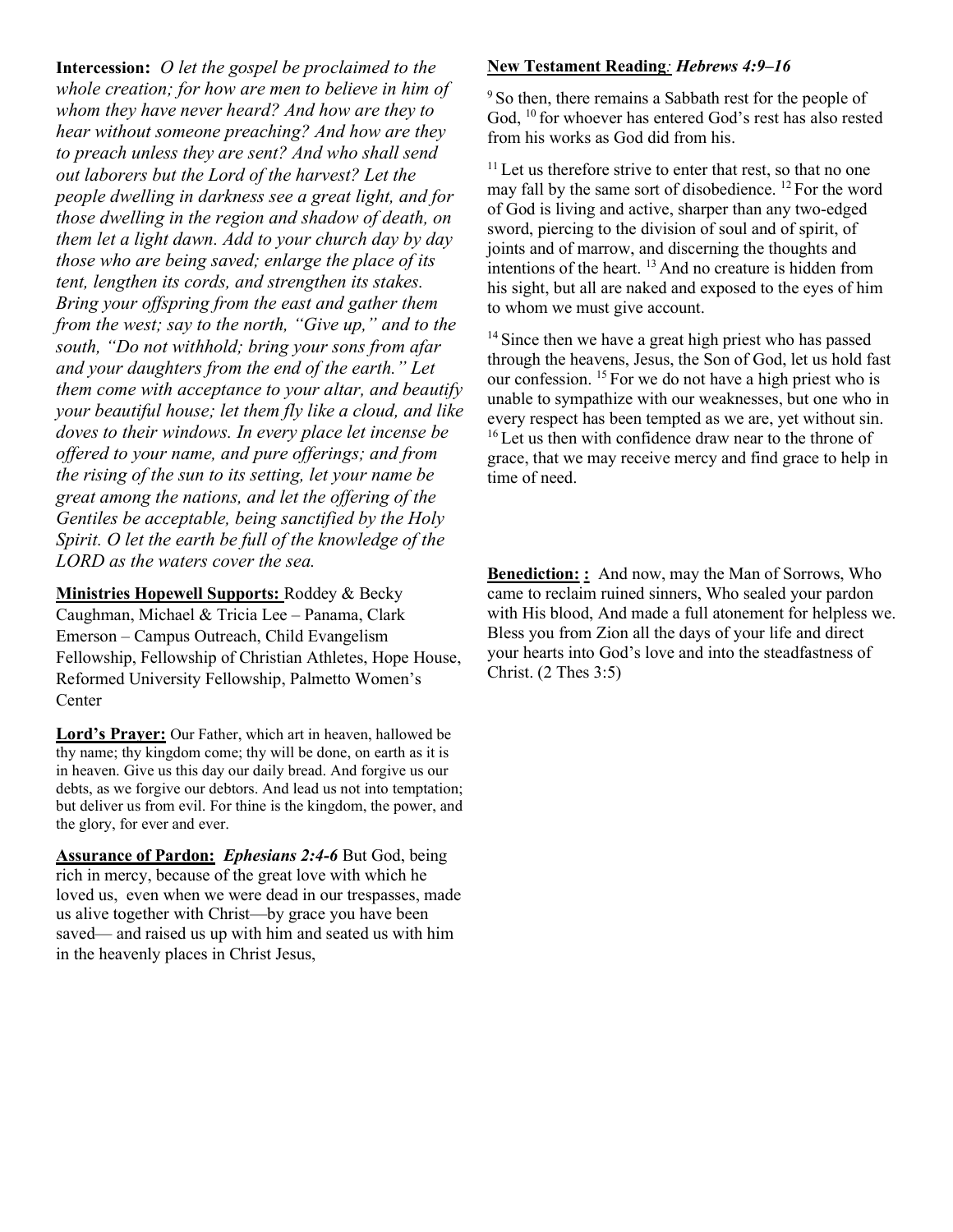**Intercession:** *O let the gospel be proclaimed to the whole creation; for how are men to believe in him of whom they have never heard? And how are they to hear without someone preaching? And how are they to preach unless they are sent? And who shall send out laborers but the Lord of the harvest? Let the people dwelling in darkness see a great light, and for those dwelling in the region and shadow of death, on them let a light dawn. Add to your church day by day those who are being saved; enlarge the place of its tent, lengthen its cords, and strengthen its stakes. Bring your offspring from the east and gather them from the west; say to the north, "Give up," and to the south, "Do not withhold; bring your sons from afar and your daughters from the end of the earth." Let them come with acceptance to your altar, and beautify your beautiful house; let them fly like a cloud, and like doves to their windows. In every place let incense be offered to your name, and pure offerings; and from the rising of the sun to its setting, let your name be great among the nations, and let the offering of the Gentiles be acceptable, being sanctified by the Holy Spirit. O let the earth be full of the knowledge of the LORD as the waters cover the sea.*

**Ministries Hopewell Supports:** Roddey & Becky Caughman, Michael & Tricia Lee – Panama, Clark Emerson – Campus Outreach, Child Evangelism Fellowship, Fellowship of Christian Athletes, Hope House, Reformed University Fellowship, Palmetto Women's Center

**Lord's Prayer:** Our Father, which art in heaven, hallowed be thy name; thy kingdom come; thy will be done, on earth as it is in heaven. Give us this day our daily bread. And forgive us our debts, as we forgive our debtors. And lead us not into temptation; but deliver us from evil. For thine is the kingdom, the power, and the glory, for ever and ever.

**Assurance of Pardon:** ***Ephesians 2:4-6*** But God, being rich in mercy, because of the great love with which he loved us, even when we were dead in our trespasses, made us alive together with Christ—by grace you have been saved— and raised us up with him and seated us with him in the heavenly places in Christ Jesus,

**New Testament Reading***: Hebrews 4:9–16*

[9] So then, there remains a Sabbath rest for the people of God, [10] for whoever has entered God's rest has also rested from his works as God did from his.

[11] Let us therefore strive to enter that rest, so that no one may fall by the same sort of disobedience. [12] For the word of God is living and active, sharper than any two-edged sword, piercing to the division of soul and of spirit, of joints and of marrow, and discerning the thoughts and intentions of the heart. [13] And no creature is hidden from his sight, but all are naked and exposed to the eyes of him to whom we must give account.

[14] Since then we have a great high priest who has passed through the heavens, Jesus, the Son of God, let us hold fast our confession. [15] For we do not have a high priest who is unable to sympathize with our weaknesses, but one who in every respect has been tempted as we are, yet without sin. [16] Let us then with confidence draw near to the throne of grace, that we may receive mercy and find grace to help in time of need.

**Benediction: :** And now, may the Man of Sorrows, Who came to reclaim ruined sinners, Who sealed your pardon with His blood, And made a full atonement for helpless we. Bless you from Zion all the days of your life and direct your hearts into God's love and into the steadfastness of Christ. (2 Thes 3:5)